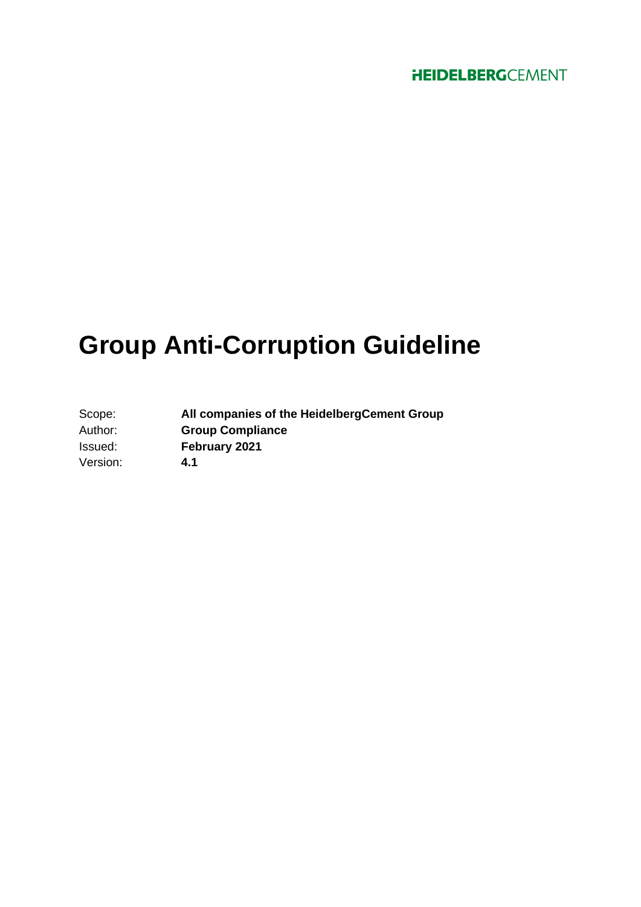HEIDELBERGCEMENT

# Group Anti-Corruption Guideline

| | |
|---|---|
| Scope: | **All companies of the HeidelbergCement Group** |
| Author: | **Group Compliance** |
| Issued: | **February 2021** |
| Version: | **4.1** |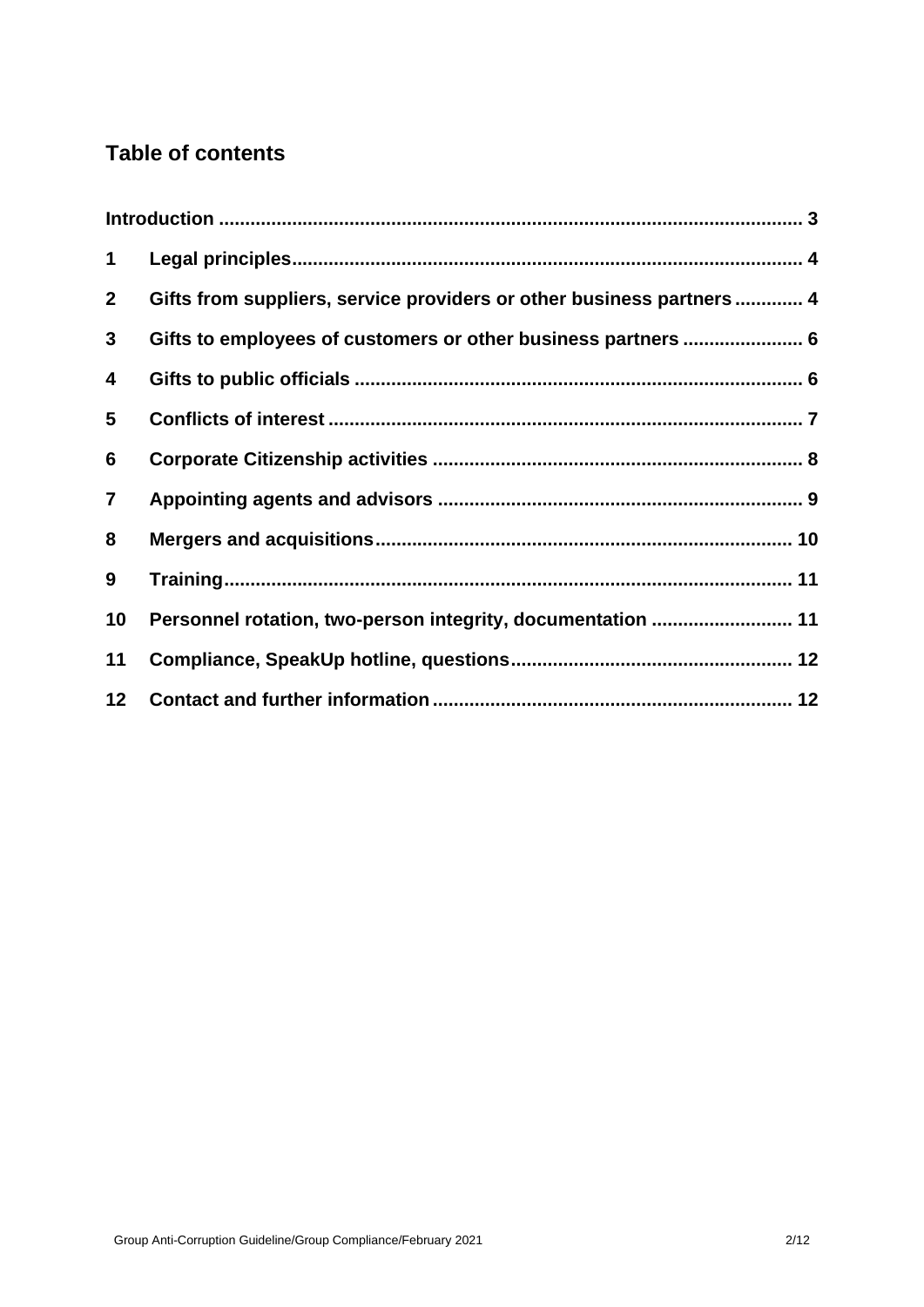## Table of contents

| | | |
|---|---|---|
| **Introduction** | | **3** |
| **1** | **Legal principles** | **4** |
| **2** | **Gifts from suppliers, service providers or other business partners** | **4** |
| **3** | **Gifts to employees of customers or other business partners** | **6** |
| **4** | **Gifts to public officials** | **6** |
| **5** | **Conflicts of interest** | **7** |
| **6** | **Corporate Citizenship activities** | **8** |
| **7** | **Appointing agents and advisors** | **9** |
| **8** | **Mergers and acquisitions** | **10** |
| **9** | **Training** | **11** |
| **10** | **Personnel rotation, two-person integrity, documentation** | **11** |
| **11** | **Compliance, SpeakUp hotline, questions** | **12** |
| **12** | **Contact and further information** | **12** |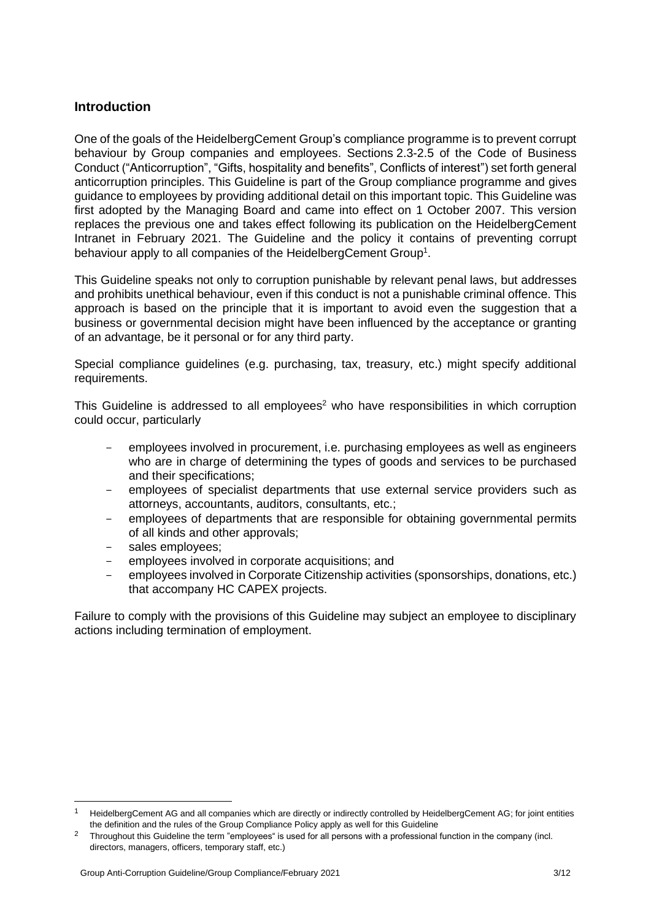## Introduction

One of the goals of the HeidelbergCement Group's compliance programme is to prevent corrupt behaviour by Group companies and employees. Sections 2.3-2.5 of the Code of Business Conduct ("Anticorruption", "Gifts, hospitality and benefits", Conflicts of interest") set forth general anticorruption principles. This Guideline is part of the Group compliance programme and gives guidance to employees by providing additional detail on this important topic. This Guideline was first adopted by the Managing Board and came into effect on 1 October 2007. This version replaces the previous one and takes effect following its publication on the HeidelbergCement Intranet in February 2021. The Guideline and the policy it contains of preventing corrupt behaviour apply to all companies of the HeidelbergCement Group[1].

This Guideline speaks not only to corruption punishable by relevant penal laws, but addresses and prohibits unethical behaviour, even if this conduct is not a punishable criminal offence. This approach is based on the principle that it is important to avoid even the suggestion that a business or governmental decision might have been influenced by the acceptance or granting of an advantage, be it personal or for any third party.

Special compliance guidelines (e.g. purchasing, tax, treasury, etc.) might specify additional requirements.

This Guideline is addressed to all employees[2] who have responsibilities in which corruption could occur, particularly

- employees involved in procurement, i.e. purchasing employees as well as engineers who are in charge of determining the types of goods and services to be purchased and their specifications;
- employees of specialist departments that use external service providers such as attorneys, accountants, auditors, consultants, etc.;
- employees of departments that are responsible for obtaining governmental permits of all kinds and other approvals;
- sales employees;
- employees involved in corporate acquisitions; and
- employees involved in Corporate Citizenship activities (sponsorships, donations, etc.) that accompany HC CAPEX projects.

Failure to comply with the provisions of this Guideline may subject an employee to disciplinary actions including termination of employment.

---

[1] HeidelbergCement AG and all companies which are directly or indirectly controlled by HeidelbergCement AG; for joint entities the definition and the rules of the Group Compliance Policy apply as well for this Guideline

[2] Throughout this Guideline the term "employees" is used for all persons with a professional function in the company (incl. directors, managers, officers, temporary staff, etc.)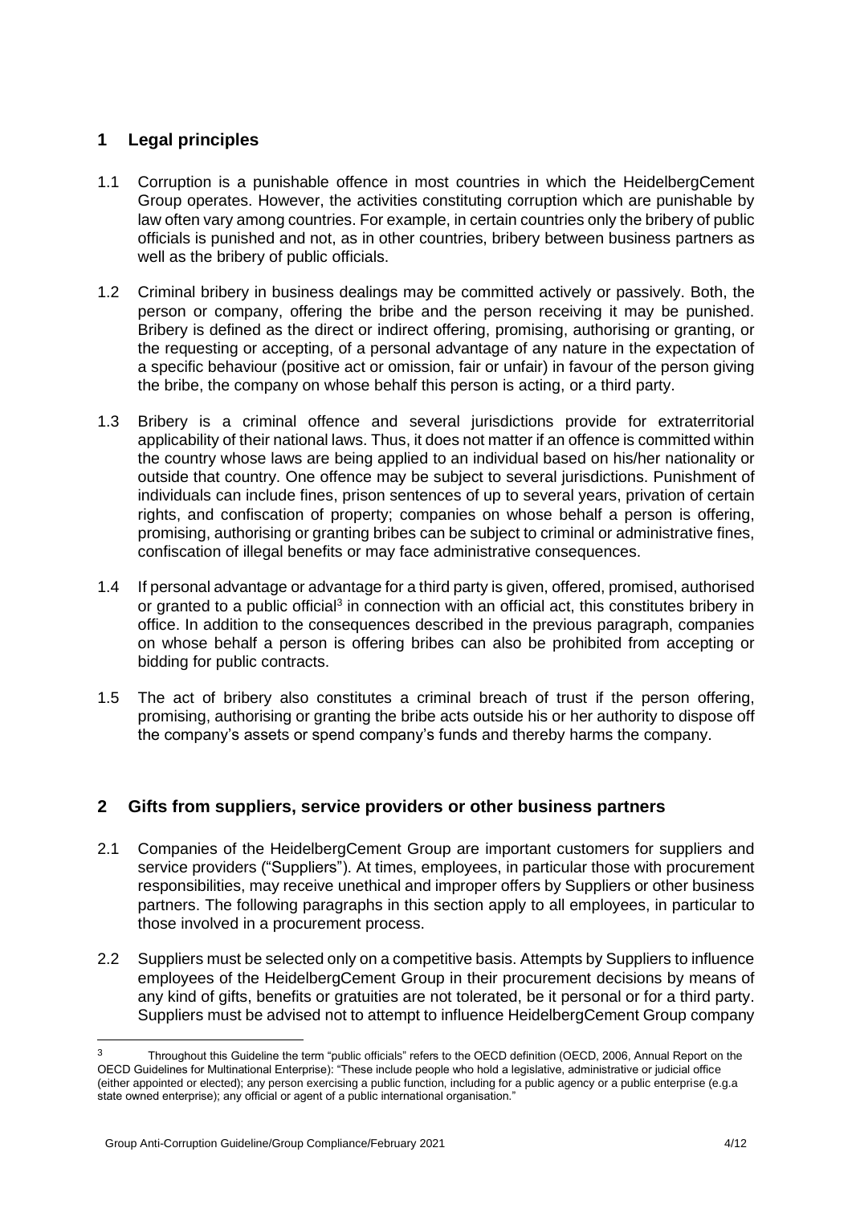## 1 Legal principles

1.1 Corruption is a punishable offence in most countries in which the HeidelbergCement Group operates. However, the activities constituting corruption which are punishable by law often vary among countries. For example, in certain countries only the bribery of public officials is punished and not, as in other countries, bribery between business partners as well as the bribery of public officials.

1.2 Criminal bribery in business dealings may be committed actively or passively. Both, the person or company, offering the bribe and the person receiving it may be punished. Bribery is defined as the direct or indirect offering, promising, authorising or granting, or the requesting or accepting, of a personal advantage of any nature in the expectation of a specific behaviour (positive act or omission, fair or unfair) in favour of the person giving the bribe, the company on whose behalf this person is acting, or a third party.

1.3 Bribery is a criminal offence and several jurisdictions provide for extraterritorial applicability of their national laws. Thus, it does not matter if an offence is committed within the country whose laws are being applied to an individual based on his/her nationality or outside that country. One offence may be subject to several jurisdictions. Punishment of individuals can include fines, prison sentences of up to several years, privation of certain rights, and confiscation of property; companies on whose behalf a person is offering, promising, authorising or granting bribes can be subject to criminal or administrative fines, confiscation of illegal benefits or may face administrative consequences.

1.4 If personal advantage or advantage for a third party is given, offered, promised, authorised or granted to a public official[3] in connection with an official act, this constitutes bribery in office. In addition to the consequences described in the previous paragraph, companies on whose behalf a person is offering bribes can also be prohibited from accepting or bidding for public contracts.

1.5 The act of bribery also constitutes a criminal breach of trust if the person offering, promising, authorising or granting the bribe acts outside his or her authority to dispose off the company's assets or spend company's funds and thereby harms the company.

## 2 Gifts from suppliers, service providers or other business partners

2.1 Companies of the HeidelbergCement Group are important customers for suppliers and service providers ("Suppliers"). At times, employees, in particular those with procurement responsibilities, may receive unethical and improper offers by Suppliers or other business partners. The following paragraphs in this section apply to all employees, in particular to those involved in a procurement process.

2.2 Suppliers must be selected only on a competitive basis. Attempts by Suppliers to influence employees of the HeidelbergCement Group in their procurement decisions by means of any kind of gifts, benefits or gratuities are not tolerated, be it personal or for a third party. Suppliers must be advised not to attempt to influence HeidelbergCement Group company

---

[3] Throughout this Guideline the term "public officials" refers to the OECD definition (OECD, 2006, Annual Report on the OECD Guidelines for Multinational Enterprise): "These include people who hold a legislative, administrative or judicial office (either appointed or elected); any person exercising a public function, including for a public agency or a public enterprise (e.g.a state owned enterprise); any official or agent of a public international organisation."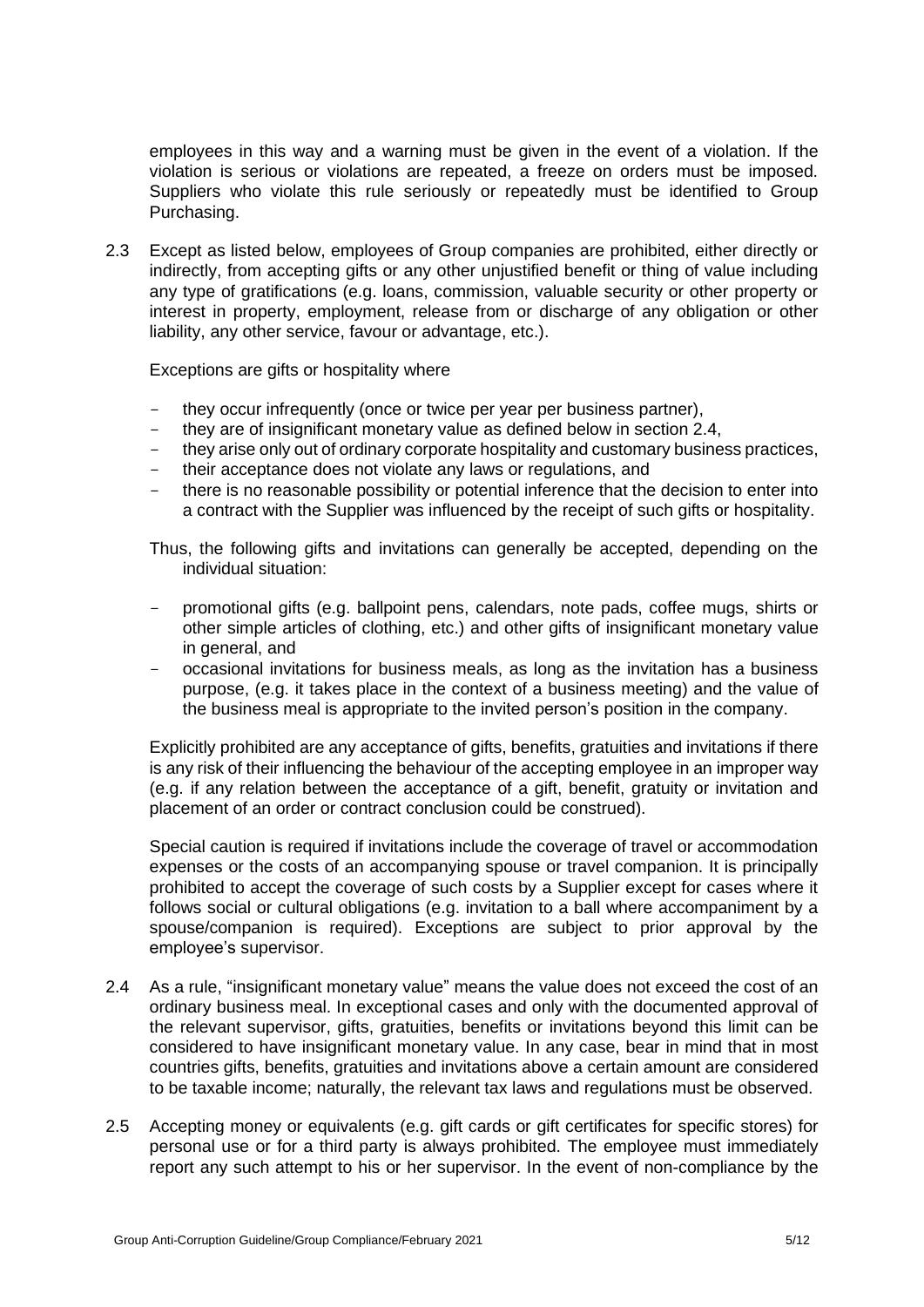employees in this way and a warning must be given in the event of a violation. If the violation is serious or violations are repeated, a freeze on orders must be imposed. Suppliers who violate this rule seriously or repeatedly must be identified to Group Purchasing.

2.3 Except as listed below, employees of Group companies are prohibited, either directly or indirectly, from accepting gifts or any other unjustified benefit or thing of value including any type of gratifications (e.g. loans, commission, valuable security or other property or interest in property, employment, release from or discharge of any obligation or other liability, any other service, favour or advantage, etc.).

Exceptions are gifts or hospitality where

- they occur infrequently (once or twice per year per business partner),
- they are of insignificant monetary value as defined below in section 2.4,
- they arise only out of ordinary corporate hospitality and customary business practices,
- their acceptance does not violate any laws or regulations, and
- there is no reasonable possibility or potential inference that the decision to enter into a contract with the Supplier was influenced by the receipt of such gifts or hospitality.

Thus, the following gifts and invitations can generally be accepted, depending on the individual situation:

- promotional gifts (e.g. ballpoint pens, calendars, note pads, coffee mugs, shirts or other simple articles of clothing, etc.) and other gifts of insignificant monetary value in general, and
- occasional invitations for business meals, as long as the invitation has a business purpose, (e.g. it takes place in the context of a business meeting) and the value of the business meal is appropriate to the invited person's position in the company.

Explicitly prohibited are any acceptance of gifts, benefits, gratuities and invitations if there is any risk of their influencing the behaviour of the accepting employee in an improper way (e.g. if any relation between the acceptance of a gift, benefit, gratuity or invitation and placement of an order or contract conclusion could be construed).

Special caution is required if invitations include the coverage of travel or accommodation expenses or the costs of an accompanying spouse or travel companion. It is principally prohibited to accept the coverage of such costs by a Supplier except for cases where it follows social or cultural obligations (e.g. invitation to a ball where accompaniment by a spouse/companion is required). Exceptions are subject to prior approval by the employee's supervisor.

2.4 As a rule, "insignificant monetary value" means the value does not exceed the cost of an ordinary business meal. In exceptional cases and only with the documented approval of the relevant supervisor, gifts, gratuities, benefits or invitations beyond this limit can be considered to have insignificant monetary value. In any case, bear in mind that in most countries gifts, benefits, gratuities and invitations above a certain amount are considered to be taxable income; naturally, the relevant tax laws and regulations must be observed.

2.5 Accepting money or equivalents (e.g. gift cards or gift certificates for specific stores) for personal use or for a third party is always prohibited. The employee must immediately report any such attempt to his or her supervisor. In the event of non-compliance by the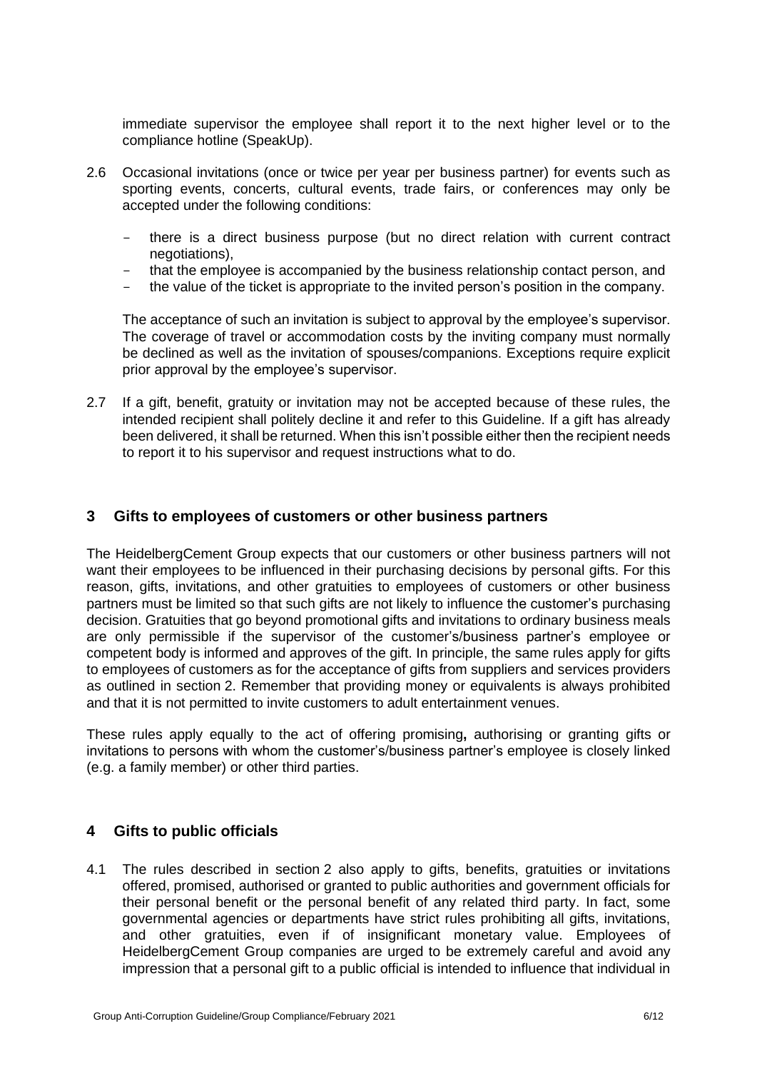immediate supervisor the employee shall report it to the next higher level or to the compliance hotline (SpeakUp).

2.6 Occasional invitations (once or twice per year per business partner) for events such as sporting events, concerts, cultural events, trade fairs, or conferences may only be accepted under the following conditions:

- there is a direct business purpose (but no direct relation with current contract negotiations),
- that the employee is accompanied by the business relationship contact person, and
- the value of the ticket is appropriate to the invited person's position in the company.

The acceptance of such an invitation is subject to approval by the employee's supervisor. The coverage of travel or accommodation costs by the inviting company must normally be declined as well as the invitation of spouses/companions. Exceptions require explicit prior approval by the employee's supervisor.

2.7 If a gift, benefit, gratuity or invitation may not be accepted because of these rules, the intended recipient shall politely decline it and refer to this Guideline. If a gift has already been delivered, it shall be returned. When this isn't possible either then the recipient needs to report it to his supervisor and request instructions what to do.

## 3 Gifts to employees of customers or other business partners

The HeidelbergCement Group expects that our customers or other business partners will not want their employees to be influenced in their purchasing decisions by personal gifts. For this reason, gifts, invitations, and other gratuities to employees of customers or other business partners must be limited so that such gifts are not likely to influence the customer's purchasing decision. Gratuities that go beyond promotional gifts and invitations to ordinary business meals are only permissible if the supervisor of the customer's/business partner's employee or competent body is informed and approves of the gift. In principle, the same rules apply for gifts to employees of customers as for the acceptance of gifts from suppliers and services providers as outlined in section 2. Remember that providing money or equivalents is always prohibited and that it is not permitted to invite customers to adult entertainment venues.

These rules apply equally to the act of offering promising**,** authorising or granting gifts or invitations to persons with whom the customer's/business partner's employee is closely linked (e.g. a family member) or other third parties.

## 4 Gifts to public officials

4.1 The rules described in section 2 also apply to gifts, benefits, gratuities or invitations offered, promised, authorised or granted to public authorities and government officials for their personal benefit or the personal benefit of any related third party. In fact, some governmental agencies or departments have strict rules prohibiting all gifts, invitations, and other gratuities, even if of insignificant monetary value. Employees of HeidelbergCement Group companies are urged to be extremely careful and avoid any impression that a personal gift to a public official is intended to influence that individual in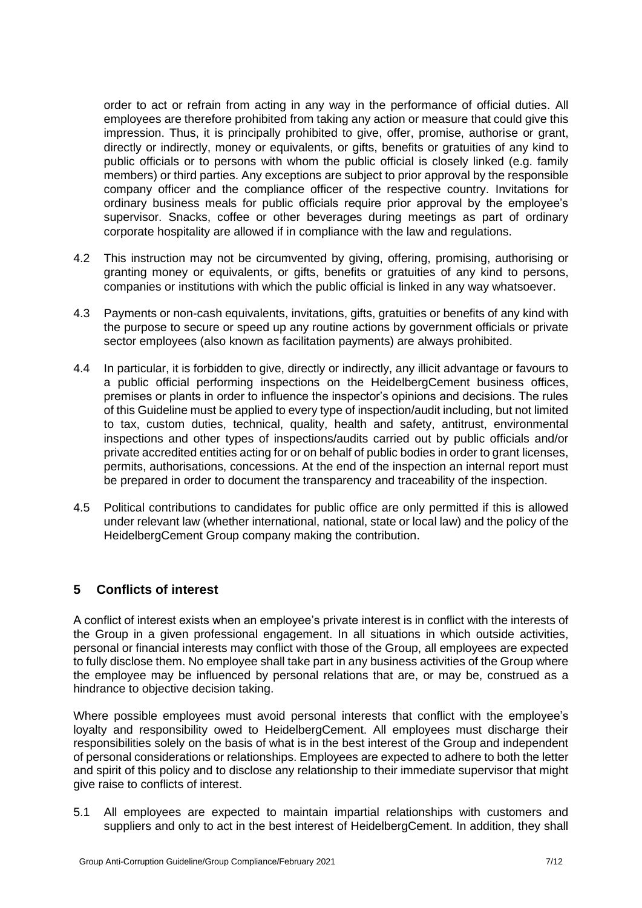order to act or refrain from acting in any way in the performance of official duties. All employees are therefore prohibited from taking any action or measure that could give this impression. Thus, it is principally prohibited to give, offer, promise, authorise or grant, directly or indirectly, money or equivalents, or gifts, benefits or gratuities of any kind to public officials or to persons with whom the public official is closely linked (e.g. family members) or third parties. Any exceptions are subject to prior approval by the responsible company officer and the compliance officer of the respective country. Invitations for ordinary business meals for public officials require prior approval by the employee's supervisor. Snacks, coffee or other beverages during meetings as part of ordinary corporate hospitality are allowed if in compliance with the law and regulations.

4.2 This instruction may not be circumvented by giving, offering, promising, authorising or granting money or equivalents, or gifts, benefits or gratuities of any kind to persons, companies or institutions with which the public official is linked in any way whatsoever.

4.3 Payments or non-cash equivalents, invitations, gifts, gratuities or benefits of any kind with the purpose to secure or speed up any routine actions by government officials or private sector employees (also known as facilitation payments) are always prohibited.

4.4 In particular, it is forbidden to give, directly or indirectly, any illicit advantage or favours to a public official performing inspections on the HeidelbergCement business offices, premises or plants in order to influence the inspector's opinions and decisions. The rules of this Guideline must be applied to every type of inspection/audit including, but not limited to tax, custom duties, technical, quality, health and safety, antitrust, environmental inspections and other types of inspections/audits carried out by public officials and/or private accredited entities acting for or on behalf of public bodies in order to grant licenses, permits, authorisations, concessions. At the end of the inspection an internal report must be prepared in order to document the transparency and traceability of the inspection.

4.5 Political contributions to candidates for public office are only permitted if this is allowed under relevant law (whether international, national, state or local law) and the policy of the HeidelbergCement Group company making the contribution.

## 5 Conflicts of interest

A conflict of interest exists when an employee's private interest is in conflict with the interests of the Group in a given professional engagement. In all situations in which outside activities, personal or financial interests may conflict with those of the Group, all employees are expected to fully disclose them. No employee shall take part in any business activities of the Group where the employee may be influenced by personal relations that are, or may be, construed as a hindrance to objective decision taking.

Where possible employees must avoid personal interests that conflict with the employee's loyalty and responsibility owed to HeidelbergCement. All employees must discharge their responsibilities solely on the basis of what is in the best interest of the Group and independent of personal considerations or relationships. Employees are expected to adhere to both the letter and spirit of this policy and to disclose any relationship to their immediate supervisor that might give raise to conflicts of interest.

5.1 All employees are expected to maintain impartial relationships with customers and suppliers and only to act in the best interest of HeidelbergCement. In addition, they shall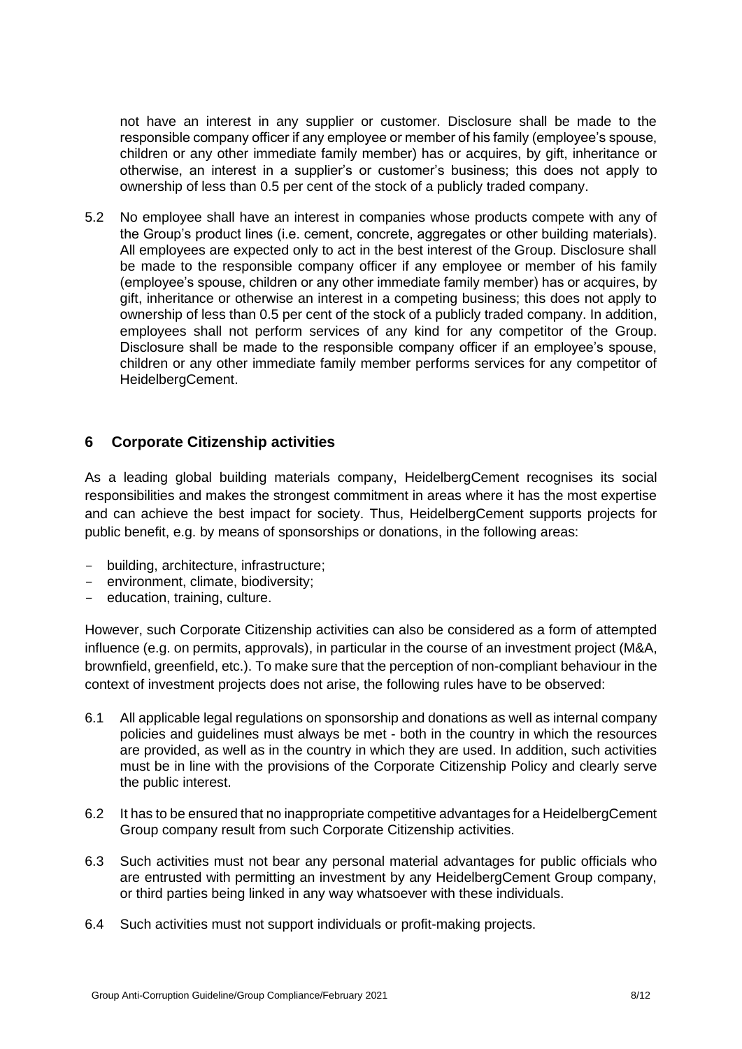not have an interest in any supplier or customer. Disclosure shall be made to the responsible company officer if any employee or member of his family (employee's spouse, children or any other immediate family member) has or acquires, by gift, inheritance or otherwise, an interest in a supplier's or customer's business; this does not apply to ownership of less than 0.5 per cent of the stock of a publicly traded company.

5.2 No employee shall have an interest in companies whose products compete with any of the Group's product lines (i.e. cement, concrete, aggregates or other building materials). All employees are expected only to act in the best interest of the Group. Disclosure shall be made to the responsible company officer if any employee or member of his family (employee's spouse, children or any other immediate family member) has or acquires, by gift, inheritance or otherwise an interest in a competing business; this does not apply to ownership of less than 0.5 per cent of the stock of a publicly traded company. In addition, employees shall not perform services of any kind for any competitor of the Group. Disclosure shall be made to the responsible company officer if an employee's spouse, children or any other immediate family member performs services for any competitor of HeidelbergCement.

## 6 Corporate Citizenship activities

As a leading global building materials company, HeidelbergCement recognises its social responsibilities and makes the strongest commitment in areas where it has the most expertise and can achieve the best impact for society. Thus, HeidelbergCement supports projects for public benefit, e.g. by means of sponsorships or donations, in the following areas:

- building, architecture, infrastructure;
- environment, climate, biodiversity;
- education, training, culture.

However, such Corporate Citizenship activities can also be considered as a form of attempted influence (e.g. on permits, approvals), in particular in the course of an investment project (M&A, brownfield, greenfield, etc.). To make sure that the perception of non-compliant behaviour in the context of investment projects does not arise, the following rules have to be observed:

6.1 All applicable legal regulations on sponsorship and donations as well as internal company policies and guidelines must always be met - both in the country in which the resources are provided, as well as in the country in which they are used. In addition, such activities must be in line with the provisions of the Corporate Citizenship Policy and clearly serve the public interest.

6.2 It has to be ensured that no inappropriate competitive advantages for a HeidelbergCement Group company result from such Corporate Citizenship activities.

6.3 Such activities must not bear any personal material advantages for public officials who are entrusted with permitting an investment by any HeidelbergCement Group company, or third parties being linked in any way whatsoever with these individuals.

6.4 Such activities must not support individuals or profit-making projects.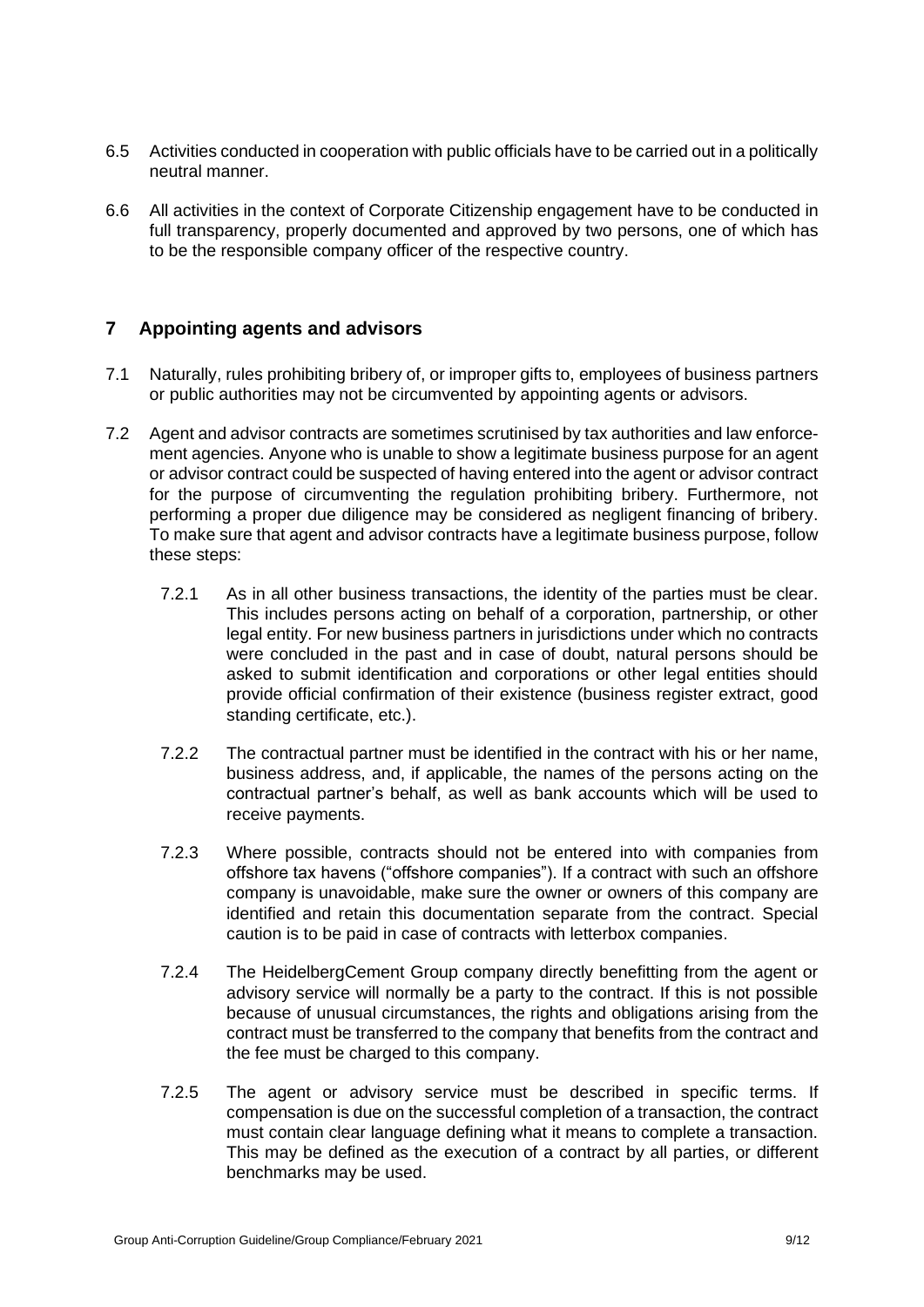6.5 Activities conducted in cooperation with public officials have to be carried out in a politically neutral manner.

6.6 All activities in the context of Corporate Citizenship engagement have to be conducted in full transparency, properly documented and approved by two persons, one of which has to be the responsible company officer of the respective country.

## 7 Appointing agents and advisors

7.1 Naturally, rules prohibiting bribery of, or improper gifts to, employees of business partners or public authorities may not be circumvented by appointing agents or advisors.

7.2 Agent and advisor contracts are sometimes scrutinised by tax authorities and law enforcement agencies. Anyone who is unable to show a legitimate business purpose for an agent or advisor contract could be suspected of having entered into the agent or advisor contract for the purpose of circumventing the regulation prohibiting bribery. Furthermore, not performing a proper due diligence may be considered as negligent financing of bribery. To make sure that agent and advisor contracts have a legitimate business purpose, follow these steps:

7.2.1 As in all other business transactions, the identity of the parties must be clear. This includes persons acting on behalf of a corporation, partnership, or other legal entity. For new business partners in jurisdictions under which no contracts were concluded in the past and in case of doubt, natural persons should be asked to submit identification and corporations or other legal entities should provide official confirmation of their existence (business register extract, good standing certificate, etc.).

7.2.2 The contractual partner must be identified in the contract with his or her name, business address, and, if applicable, the names of the persons acting on the contractual partner's behalf, as well as bank accounts which will be used to receive payments.

7.2.3 Where possible, contracts should not be entered into with companies from offshore tax havens ("offshore companies"). If a contract with such an offshore company is unavoidable, make sure the owner or owners of this company are identified and retain this documentation separate from the contract. Special caution is to be paid in case of contracts with letterbox companies.

7.2.4 The HeidelbergCement Group company directly benefitting from the agent or advisory service will normally be a party to the contract. If this is not possible because of unusual circumstances, the rights and obligations arising from the contract must be transferred to the company that benefits from the contract and the fee must be charged to this company.

7.2.5 The agent or advisory service must be described in specific terms. If compensation is due on the successful completion of a transaction, the contract must contain clear language defining what it means to complete a transaction. This may be defined as the execution of a contract by all parties, or different benchmarks may be used.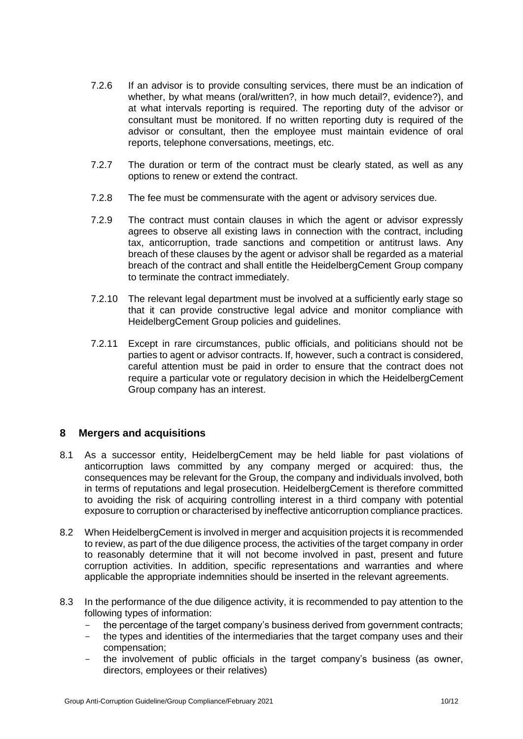7.2.6 If an advisor is to provide consulting services, there must be an indication of whether, by what means (oral/written?, in how much detail?, evidence?), and at what intervals reporting is required. The reporting duty of the advisor or consultant must be monitored. If no written reporting duty is required of the advisor or consultant, then the employee must maintain evidence of oral reports, telephone conversations, meetings, etc.

7.2.7 The duration or term of the contract must be clearly stated, as well as any options to renew or extend the contract.

7.2.8 The fee must be commensurate with the agent or advisory services due.

7.2.9 The contract must contain clauses in which the agent or advisor expressly agrees to observe all existing laws in connection with the contract, including tax, anticorruption, trade sanctions and competition or antitrust laws. Any breach of these clauses by the agent or advisor shall be regarded as a material breach of the contract and shall entitle the HeidelbergCement Group company to terminate the contract immediately.

7.2.10 The relevant legal department must be involved at a sufficiently early stage so that it can provide constructive legal advice and monitor compliance with HeidelbergCement Group policies and guidelines.

7.2.11 Except in rare circumstances, public officials, and politicians should not be parties to agent or advisor contracts. If, however, such a contract is considered, careful attention must be paid in order to ensure that the contract does not require a particular vote or regulatory decision in which the HeidelbergCement Group company has an interest.

## 8 Mergers and acquisitions

8.1 As a successor entity, HeidelbergCement may be held liable for past violations of anticorruption laws committed by any company merged or acquired: thus, the consequences may be relevant for the Group, the company and individuals involved, both in terms of reputations and legal prosecution. HeidelbergCement is therefore committed to avoiding the risk of acquiring controlling interest in a third company with potential exposure to corruption or characterised by ineffective anticorruption compliance practices.

8.2 When HeidelbergCement is involved in merger and acquisition projects it is recommended to review, as part of the due diligence process, the activities of the target company in order to reasonably determine that it will not become involved in past, present and future corruption activities. In addition, specific representations and warranties and where applicable the appropriate indemnities should be inserted in the relevant agreements.

8.3 In the performance of the due diligence activity, it is recommended to pay attention to the following types of information:

- the percentage of the target company's business derived from government contracts;
- the types and identities of the intermediaries that the target company uses and their compensation;
- the involvement of public officials in the target company's business (as owner, directors, employees or their relatives)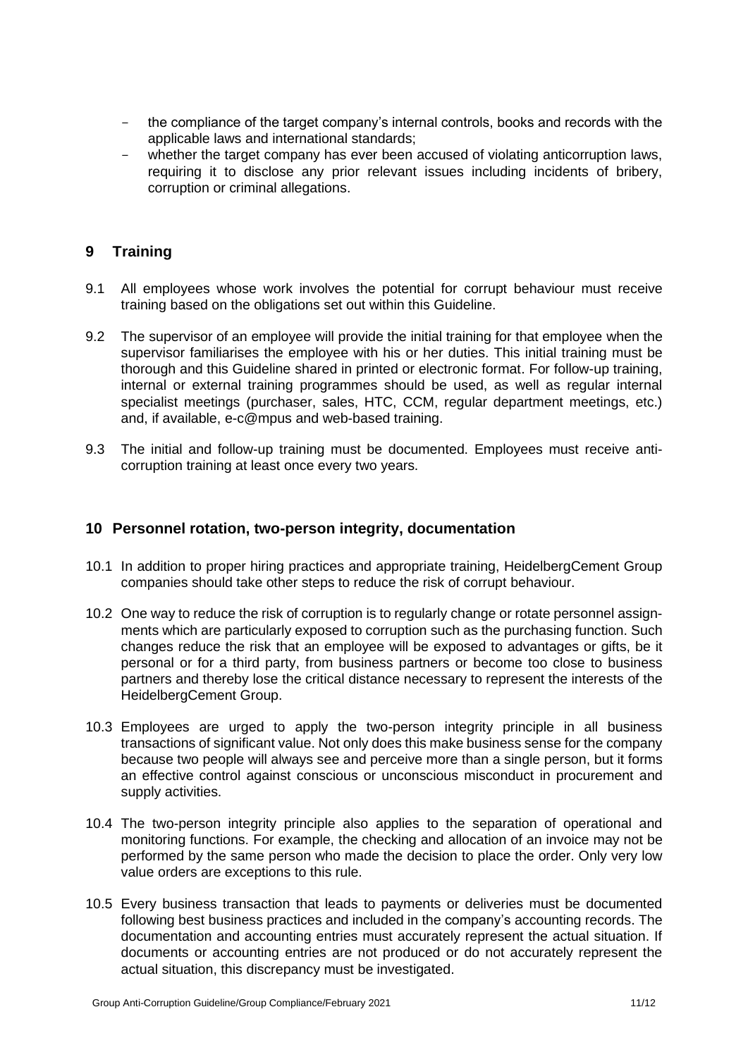- the compliance of the target company's internal controls, books and records with the applicable laws and international standards;
- whether the target company has ever been accused of violating anticorruption laws, requiring it to disclose any prior relevant issues including incidents of bribery, corruption or criminal allegations.

## 9 Training

9.1 All employees whose work involves the potential for corrupt behaviour must receive training based on the obligations set out within this Guideline.

9.2 The supervisor of an employee will provide the initial training for that employee when the supervisor familiarises the employee with his or her duties. This initial training must be thorough and this Guideline shared in printed or electronic format. For follow-up training, internal or external training programmes should be used, as well as regular internal specialist meetings (purchaser, sales, HTC, CCM, regular department meetings, etc.) and, if available, e-c@mpus and web-based training.

9.3 The initial and follow-up training must be documented. Employees must receive anti-corruption training at least once every two years.

## 10 Personnel rotation, two-person integrity, documentation

10.1 In addition to proper hiring practices and appropriate training, HeidelbergCement Group companies should take other steps to reduce the risk of corrupt behaviour.

10.2 One way to reduce the risk of corruption is to regularly change or rotate personnel assignments which are particularly exposed to corruption such as the purchasing function. Such changes reduce the risk that an employee will be exposed to advantages or gifts, be it personal or for a third party, from business partners or become too close to business partners and thereby lose the critical distance necessary to represent the interests of the HeidelbergCement Group.

10.3 Employees are urged to apply the two-person integrity principle in all business transactions of significant value. Not only does this make business sense for the company because two people will always see and perceive more than a single person, but it forms an effective control against conscious or unconscious misconduct in procurement and supply activities.

10.4 The two-person integrity principle also applies to the separation of operational and monitoring functions. For example, the checking and allocation of an invoice may not be performed by the same person who made the decision to place the order. Only very low value orders are exceptions to this rule.

10.5 Every business transaction that leads to payments or deliveries must be documented following best business practices and included in the company's accounting records. The documentation and accounting entries must accurately represent the actual situation. If documents or accounting entries are not produced or do not accurately represent the actual situation, this discrepancy must be investigated.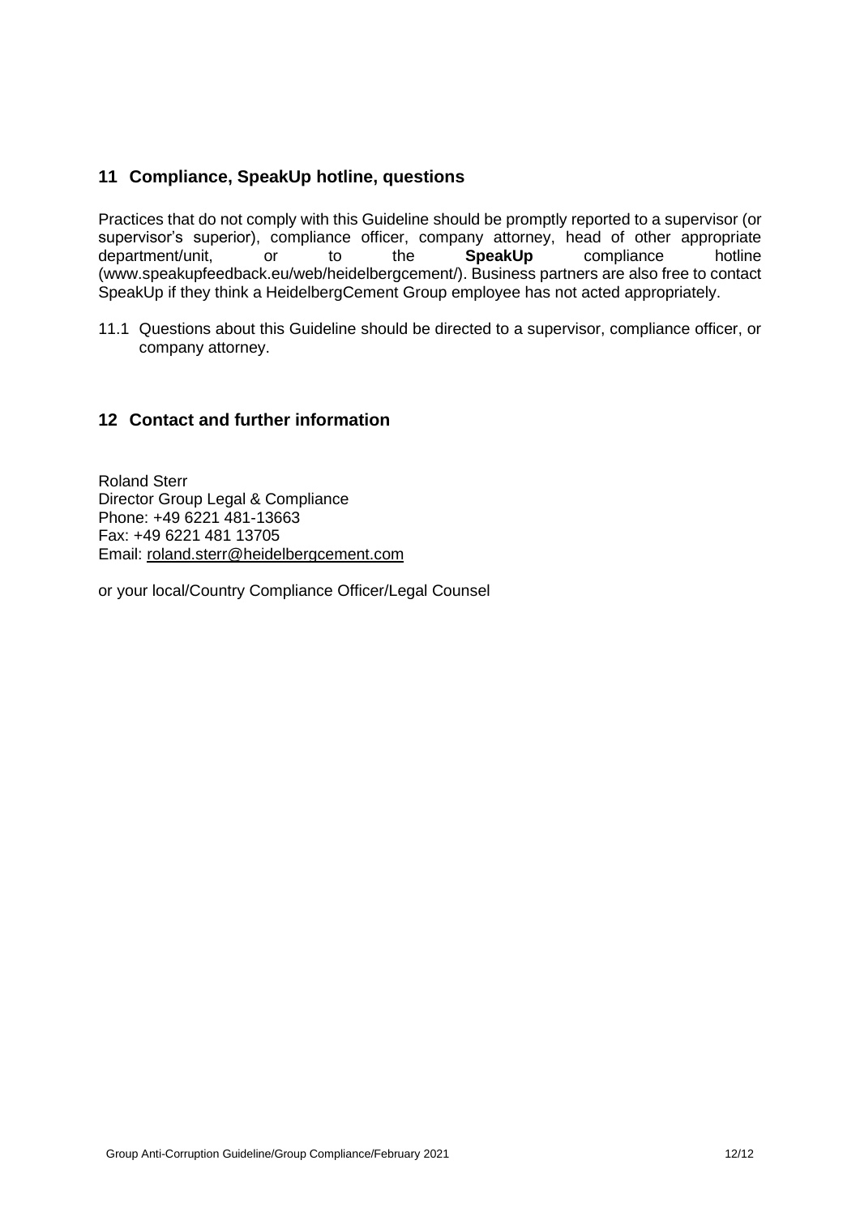## 11 Compliance, SpeakUp hotline, questions

Practices that do not comply with this Guideline should be promptly reported to a supervisor (or supervisor's superior), compliance officer, company attorney, head of other appropriate department/unit, or to the **SpeakUp** compliance hotline (www.speakupfeedback.eu/web/heidelbergcement/). Business partners are also free to contact SpeakUp if they think a HeidelbergCement Group employee has not acted appropriately.

11.1 Questions about this Guideline should be directed to a supervisor, compliance officer, or company attorney.

## 12 Contact and further information

Roland Sterr
Director Group Legal & Compliance
Phone: +49 6221 481-13663
Fax: +49 6221 481 13705
Email: roland.sterr@heidelbergcement.com

or your local/Country Compliance Officer/Legal Counsel